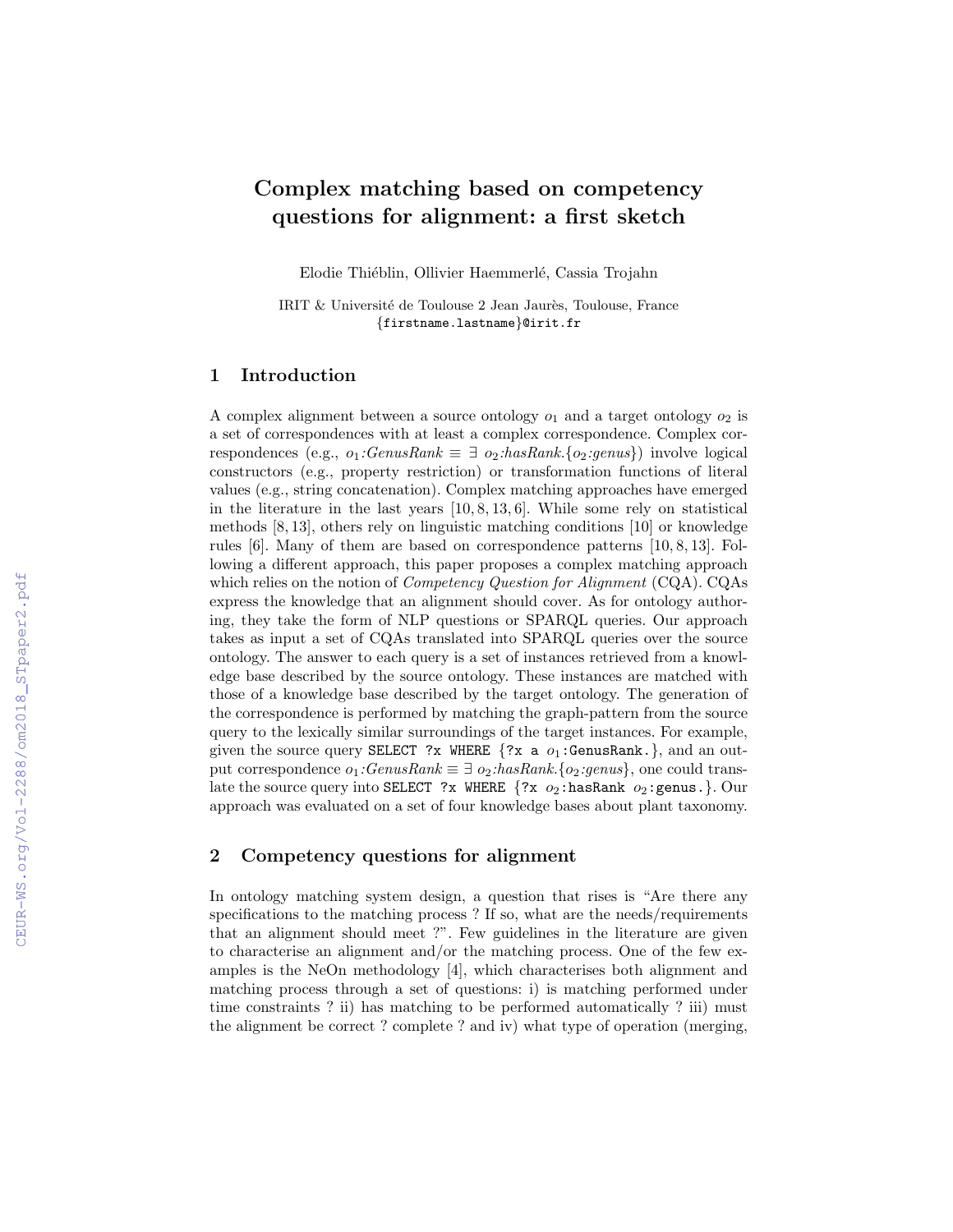# Complex matching based on competency questions for alignment: a first sketch

Elodie Thiéblin, Ollivier Haemmerlé, Cassia Trojahn

IRIT & Université de Toulouse 2 Jean Jaurès, Toulouse, France
{firstname.lastname}@irit.fr

## 1 Introduction

A complex alignment between a source ontology $o_1$ and a target ontology $o_2$ is a set of correspondences with at least a complex correspondence. Complex correspondences (e.g., $o_1$*:GenusRank* $\equiv \exists$ $o_2$*:hasRank*.{$o_2$*:genus*}) involve logical constructors (e.g., property restriction) or transformation functions of literal values (e.g., string concatenation). Complex matching approaches have emerged in the literature in the last years [10, 8, 13, 6]. While some rely on statistical methods [8, 13], others rely on linguistic matching conditions [10] or knowledge rules [6]. Many of them are based on correspondence patterns [10, 8, 13]. Following a different approach, this paper proposes a complex matching approach which relies on the notion of *Competency Question for Alignment* (CQA). CQAs express the knowledge that an alignment should cover. As for ontology authoring, they take the form of NLP questions or SPARQL queries. Our approach takes as input a set of CQAs translated into SPARQL queries over the source ontology. The answer to each query is a set of instances retrieved from a knowledge base described by the source ontology. These instances are matched with those of a knowledge base described by the target ontology. The generation of the correspondence is performed by matching the graph-pattern from the source query to the lexically similar surroundings of the target instances. For example, given the source query `SELECT ?x WHERE {?x a` $o_1$`:GenusRank.}`, and an output correspondence $o_1$*:GenusRank* $\equiv \exists$ $o_2$*:hasRank*.{$o_2$*:genus*}, one could translate the source query into `SELECT ?x WHERE {?x` $o_2$`:hasRank` $o_2$`:genus.}`. Our approach was evaluated on a set of four knowledge bases about plant taxonomy.

## 2 Competency questions for alignment

In ontology matching system design, a question that rises is "Are there any specifications to the matching process ? If so, what are the needs/requirements that an alignment should meet ?". Few guidelines in the literature are given to characterise an alignment and/or the matching process. One of the few examples is the NeOn methodology [4], which characterises both alignment and matching process through a set of questions: i) is matching performed under time constraints ? ii) has matching to be performed automatically ? iii) must the alignment be correct ? complete ? and iv) what type of operation (merging,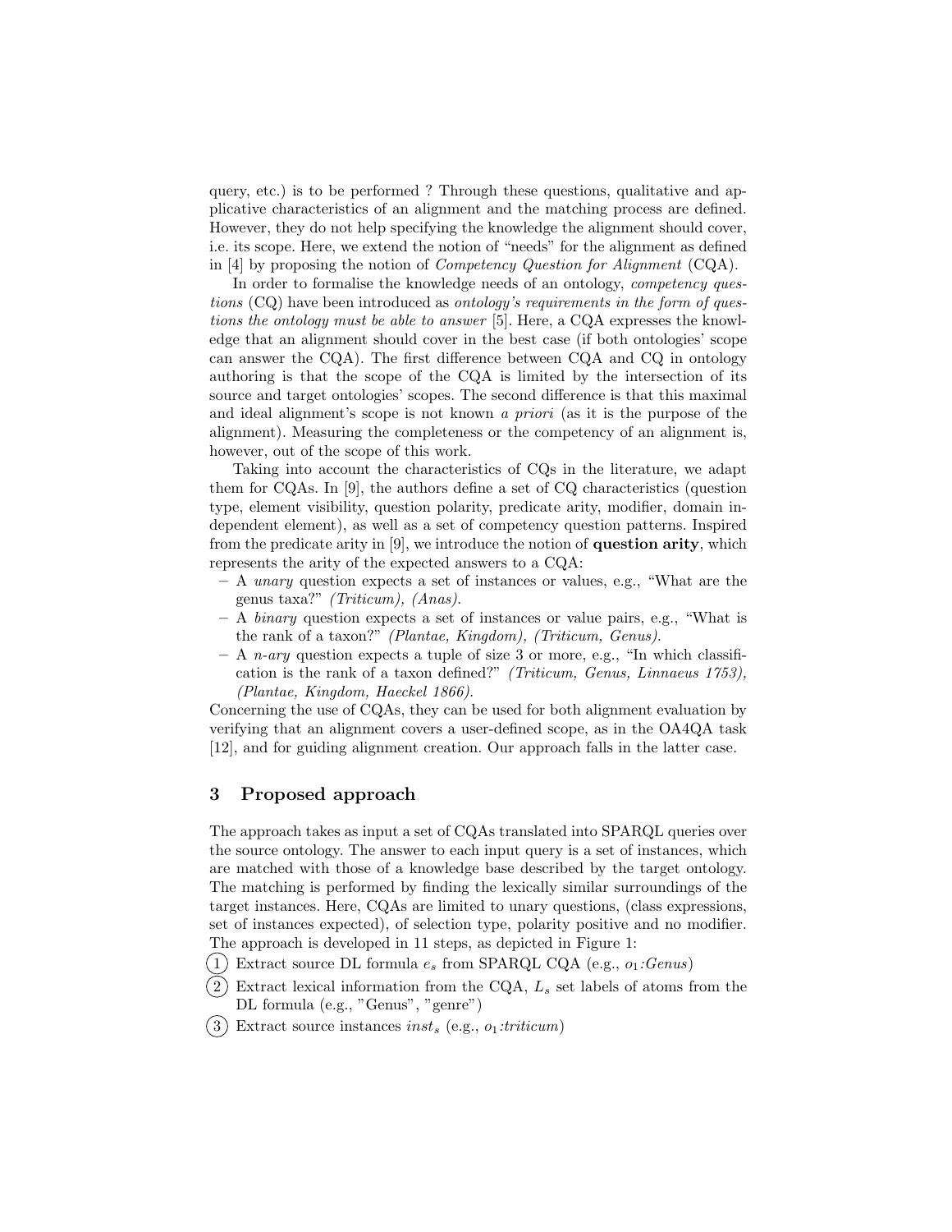query, etc.) is to be performed ? Through these questions, qualitative and applicative characteristics of an alignment and the matching process are defined. However, they do not help specifying the knowledge the alignment should cover, i.e. its scope. Here, we extend the notion of "needs" for the alignment as defined in [4] by proposing the notion of *Competency Question for Alignment* (CQA).

In order to formalise the knowledge needs of an ontology, *competency questions* (CQ) have been introduced as *ontology's requirements in the form of questions the ontology must be able to answer* [5]. Here, a CQA expresses the knowledge that an alignment should cover in the best case (if both ontologies' scope can answer the CQA). The first difference between CQA and CQ in ontology authoring is that the scope of the CQA is limited by the intersection of its source and target ontologies' scopes. The second difference is that this maximal and ideal alignment's scope is not known *a priori* (as it is the purpose of the alignment). Measuring the completeness or the competency of an alignment is, however, out of the scope of this work.

Taking into account the characteristics of CQs in the literature, we adapt them for CQAs. In [9], the authors define a set of CQ characteristics (question type, element visibility, question polarity, predicate arity, modifier, domain independent element), as well as a set of competency question patterns. Inspired from the predicate arity in [9], we introduce the notion of **question arity**, which represents the arity of the expected answers to a CQA:

- A *unary* question expects a set of instances or values, e.g., "What are the genus taxa?" *(Triticum), (Anas)*.
- A *binary* question expects a set of instances or value pairs, e.g., "What is the rank of a taxon?" *(Plantae, Kingdom), (Triticum, Genus)*.
- A *n-ary* question expects a tuple of size 3 or more, e.g., "In which classification is the rank of a taxon defined?" *(Triticum, Genus, Linnaeus 1753), (Plantae, Kingdom, Haeckel 1866)*.

Concerning the use of CQAs, they can be used for both alignment evaluation by verifying that an alignment covers a user-defined scope, as in the OA4QA task [12], and for guiding alignment creation. Our approach falls in the latter case.

## 3 Proposed approach

The approach takes as input a set of CQAs translated into SPARQL queries over the source ontology. The answer to each input query is a set of instances, which are matched with those of a knowledge base described by the target ontology. The matching is performed by finding the lexically similar surroundings of the target instances. Here, CQAs are limited to unary questions, (class expressions, set of instances expected), of selection type, polarity positive and no modifier. The approach is developed in 11 steps, as depicted in Figure 1:

1. Extract source DL formula $e_s$ from SPARQL CQA (e.g., $o_1$*:Genus*)
2. Extract lexical information from the CQA, $L_s$ set labels of atoms from the DL formula (e.g., "Genus", "genre")
3. Extract source instances $inst_s$ (e.g., $o_1$*:triticum*)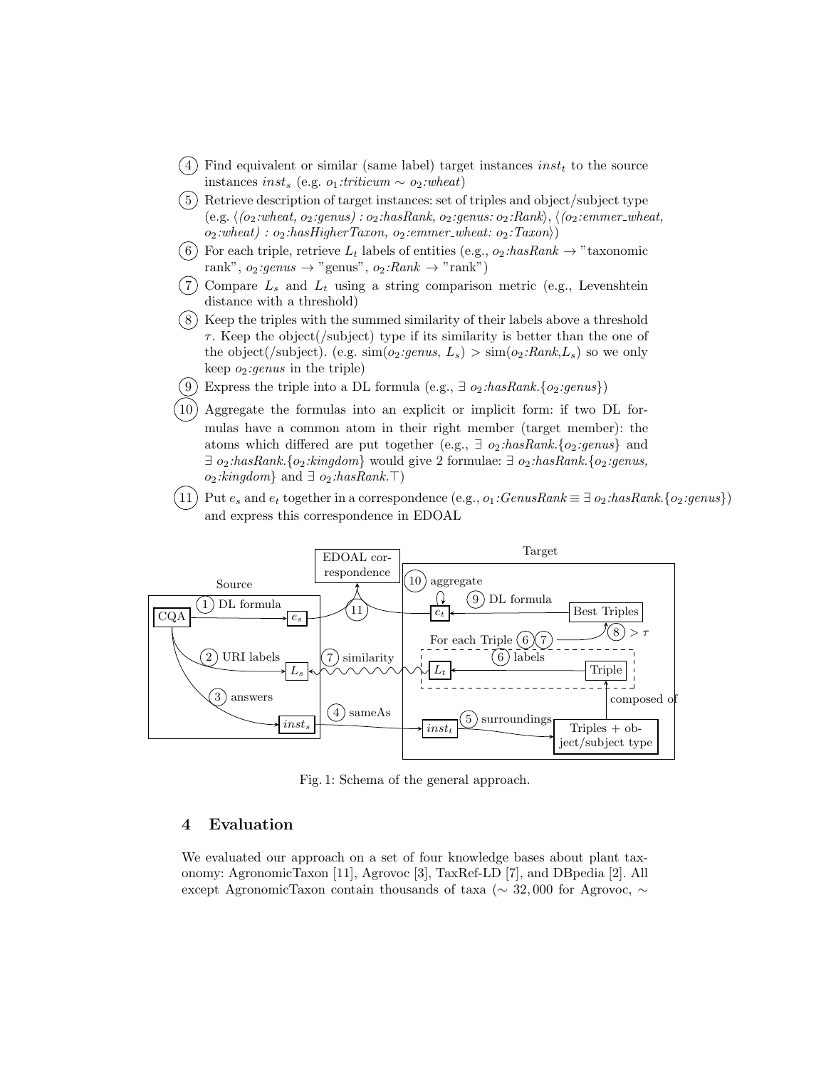4. Find equivalent or similar (same label) target instances $inst_t$ to the source instances $inst_s$ (e.g. *o*$_1$*:triticum* ∼ *o*$_2$*:wheat*)
5. Retrieve description of target instances: set of triples and object/subject type (e.g. ⟨*(o*$_2$*:wheat, o*$_2$*:genus) : o*$_2$*:hasRank, o*$_2$*:genus: o*$_2$*:Rank*⟩, ⟨*(o*$_2$*:emmer_wheat, o*$_2$*:wheat) : o*$_2$*:hasHigherTaxon, o*$_2$*:emmer_wheat: o*$_2$*:Taxon*⟩)
6. For each triple, retrieve $L_t$ labels of entities (e.g., *o*$_2$*:hasRank* → "taxonomic rank", *o*$_2$*:genus* → "genus", *o*$_2$*:Rank* → "rank")
7. Compare $L_s$ and $L_t$ using a string comparison metric (e.g., Levenshtein distance with a threshold)
8. Keep the triples with the summed similarity of their labels above a threshold $\tau$. Keep the object(/subject) type if its similarity is better than the one of the object(/subject). (e.g. sim(*o*$_2$*:genus*, $L_s$) > sim(*o*$_2$*:Rank*,$L_s$) so we only keep *o*$_2$*:genus* in the triple)
9. Express the triple into a DL formula (e.g., ∃ *o*$_2$*:hasRank*.{*o*$_2$*:genus*})
10. Aggregate the formulas into an explicit or implicit form: if two DL formulas have a common atom in their right member (target member): the atoms which differed are put together (e.g., ∃ *o*$_2$*:hasRank*.{*o*$_2$*:genus*} and ∃ *o*$_2$*:hasRank*.{*o*$_2$*:kingdom*} would give 2 formulae: ∃ *o*$_2$*:hasRank*.{*o*$_2$*:genus, o*$_2$*:kingdom*} and ∃ *o*$_2$*:hasRank*.⊤)
11. Put $e_s$ and $e_t$ together in a correspondence (e.g., *o*$_1$*:GenusRank* ≡ ∃ *o*$_2$*:hasRank*.{*o*$_2$*:genus*}) and express this correspondence in EDOAL

Fig. 1: Schema of the general approach.

## 4 Evaluation

We evaluated our approach on a set of four knowledge bases about plant taxonomy: AgronomicTaxon [11], Agrovoc [3], TaxRef-LD [7], and DBpedia [2]. All except AgronomicTaxon contain thousands of taxa (∼ 32,000 for Agrovoc, ∼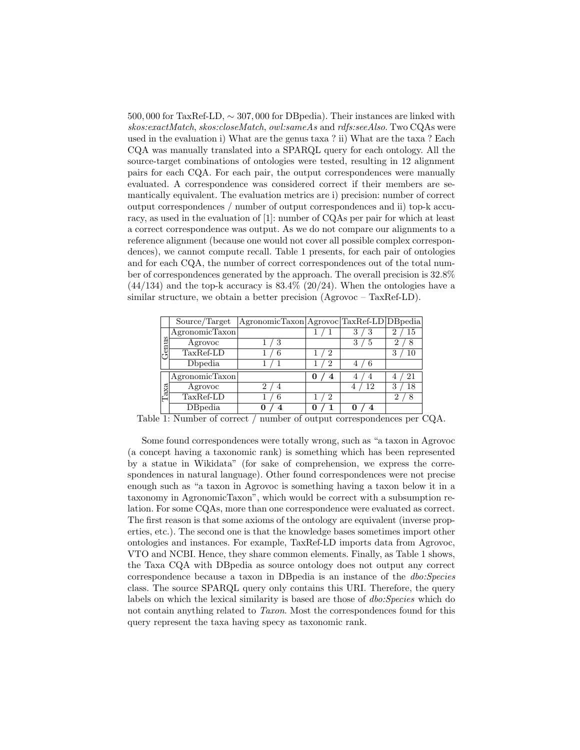500,000 for TaxRef-LD, $\sim 307,000$ for DBpedia). Their instances are linked with *skos:exactMatch*, *skos:closeMatch*, *owl:sameAs* and *rdfs:seeAlso*. Two CQAs were used in the evaluation i) What are the genus taxa ? ii) What are the taxa ? Each CQA was manually translated into a SPARQL query for each ontology. All the source-target combinations of ontologies were tested, resulting in 12 alignment pairs for each CQA. For each pair, the output correspondences were manually evaluated. A correspondence was considered correct if their members are semantically equivalent. The evaluation metrics are i) precision: number of correct output correspondences / number of output correspondences and ii) top-k accuracy, as used in the evaluation of [1]: number of CQAs per pair for which at least a correct correspondence was output. As we do not compare our alignments to a reference alignment (because one would not cover all possible complex correspondences), we cannot compute recall. Table 1 presents, for each pair of ontologies and for each CQA, the number of correct correspondences out of the total number of correspondences generated by the approach. The overall precision is 32.8% (44/134) and the top-k accuracy is 83.4% (20/24). When the ontologies have a similar structure, we obtain a better precision (Agrovoc – TaxRef-LD).

| | Source/Target | AgronomicTaxon | Agrovoc | TaxRef-LD | DBpedia |
|---|---|---|---|---|---|
| Genus | AgronomicTaxon | | 1 / 1 | 3 / 3 | 2 / 15 |
| | Agrovoc | 1 / 3 | | 3 / 5 | 2 / 8 |
| | TaxRef-LD | 1 / 6 | 1 / 2 | | 3 / 10 |
| | Dbpedia | 1 / 1 | 1 / 2 | 4 / 6 | |
| Taxa | AgronomicTaxon | | **0 / 4** | 4 / 4 | 4 / 21 |
| | Agrovoc | 2 / 4 | | 4 / 12 | 3 / 18 |
| | TaxRef-LD | 1 / 6 | 1 / 2 | | 2 / 8 |
| | DBpedia | **0 / 4** | **0 / 1** | **0 / 4** | |

Table 1: Number of correct / number of output correspondences per CQA.

Some found correspondences were totally wrong, such as "a taxon in Agrovoc (a concept having a taxonomic rank) is something which has been represented by a statue in Wikidata" (for sake of comprehension, we express the correspondences in natural language). Other found correspondences were not precise enough such as "a taxon in Agrovoc is something having a taxon below it in a taxonomy in AgronomicTaxon", which would be correct with a subsumption relation. For some CQAs, more than one correspondence were evaluated as correct. The first reason is that some axioms of the ontology are equivalent (inverse properties, etc.). The second one is that the knowledge bases sometimes import other ontologies and instances. For example, TaxRef-LD imports data from Agrovoc, VTO and NCBI. Hence, they share common elements. Finally, as Table 1 shows, the Taxa CQA with DBpedia as source ontology does not output any correct correspondence because a taxon in DBpedia is an instance of the *dbo:Species* class. The source SPARQL query only contains this URI. Therefore, the query labels on which the lexical similarity is based are those of *dbo:Species* which do not contain anything related to *Taxon*. Most the correspondences found for this query represent the taxa having specy as taxonomic rank.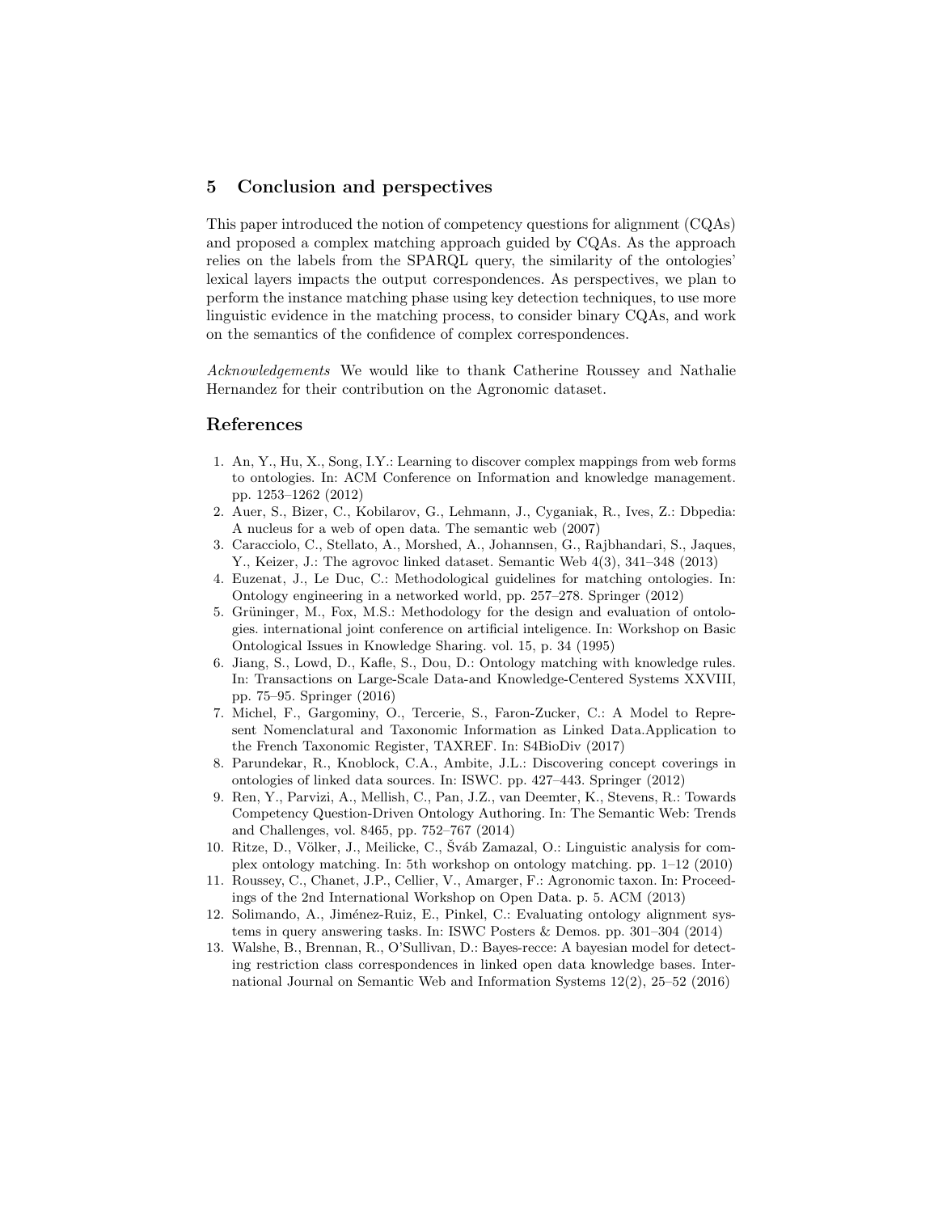## 5 Conclusion and perspectives

This paper introduced the notion of competency questions for alignment (CQAs) and proposed a complex matching approach guided by CQAs. As the approach relies on the labels from the SPARQL query, the similarity of the ontologies' lexical layers impacts the output correspondences. As perspectives, we plan to perform the instance matching phase using key detection techniques, to use more linguistic evidence in the matching process, to consider binary CQAs, and work on the semantics of the confidence of complex correspondences.

*Acknowledgements* We would like to thank Catherine Roussey and Nathalie Hernandez for their contribution on the Agronomic dataset.

## References

1. An, Y., Hu, X., Song, I.Y.: Learning to discover complex mappings from web forms to ontologies. In: ACM Conference on Information and knowledge management. pp. 1253–1262 (2012)
2. Auer, S., Bizer, C., Kobilarov, G., Lehmann, J., Cyganiak, R., Ives, Z.: Dbpedia: A nucleus for a web of open data. The semantic web (2007)
3. Caracciolo, C., Stellato, A., Morshed, A., Johannsen, G., Rajbhandari, S., Jaques, Y., Keizer, J.: The agrovoc linked dataset. Semantic Web 4(3), 341–348 (2013)
4. Euzenat, J., Le Duc, C.: Methodological guidelines for matching ontologies. In: Ontology engineering in a networked world, pp. 257–278. Springer (2012)
5. Grüninger, M., Fox, M.S.: Methodology for the design and evaluation of ontologies. international joint conference on artificial inteligence. In: Workshop on Basic Ontological Issues in Knowledge Sharing. vol. 15, p. 34 (1995)
6. Jiang, S., Lowd, D., Kafle, S., Dou, D.: Ontology matching with knowledge rules. In: Transactions on Large-Scale Data-and Knowledge-Centered Systems XXVIII, pp. 75–95. Springer (2016)
7. Michel, F., Gargominy, O., Tercerie, S., Faron-Zucker, C.: A Model to Represent Nomenclatural and Taxonomic Information as Linked Data.Application to the French Taxonomic Register, TAXREF. In: S4BioDiv (2017)
8. Parundekar, R., Knoblock, C.A., Ambite, J.L.: Discovering concept coverings in ontologies of linked data sources. In: ISWC. pp. 427–443. Springer (2012)
9. Ren, Y., Parvizi, A., Mellish, C., Pan, J.Z., van Deemter, K., Stevens, R.: Towards Competency Question-Driven Ontology Authoring. In: The Semantic Web: Trends and Challenges, vol. 8465, pp. 752–767 (2014)
10. Ritze, D., Völker, J., Meilicke, C., Šváb Zamazal, O.: Linguistic analysis for complex ontology matching. In: 5th workshop on ontology matching. pp. 1–12 (2010)
11. Roussey, C., Chanet, J.P., Cellier, V., Amarger, F.: Agronomic taxon. In: Proceedings of the 2nd International Workshop on Open Data. p. 5. ACM (2013)
12. Solimando, A., Jiménez-Ruiz, E., Pinkel, C.: Evaluating ontology alignment systems in query answering tasks. In: ISWC Posters & Demos. pp. 301–304 (2014)
13. Walshe, B., Brennan, R., O'Sullivan, D.: Bayes-recce: A bayesian model for detecting restriction class correspondences in linked open data knowledge bases. International Journal on Semantic Web and Information Systems 12(2), 25–52 (2016)